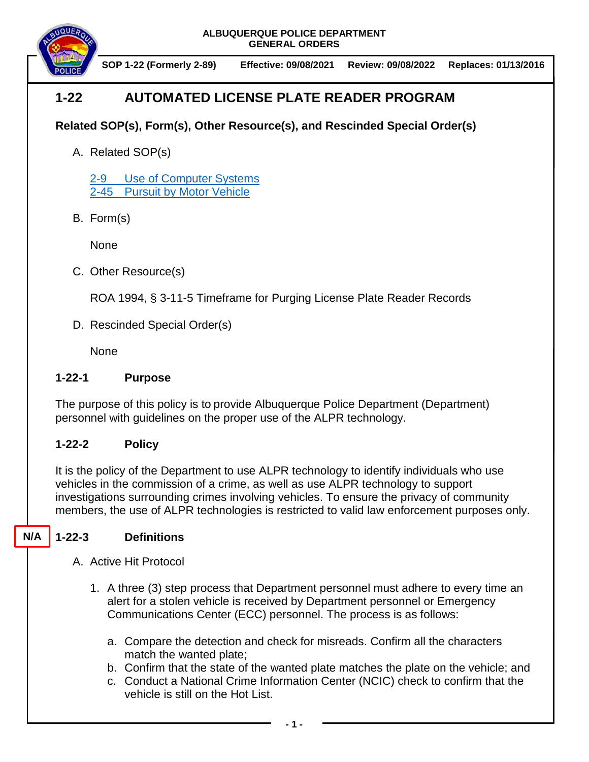ALBUQUERQUE POLICE DEPARTMENT
GENERAL ORDERS

**SOP 1-22 (Formerly 2-89)** | **Effective: 09/08/2021** | **Review: 09/08/2022** | **Replaces: 01/13/2016**

# 1-22 AUTOMATED LICENSE PLATE READER PROGRAM

**Related SOP(s), Form(s), Other Resource(s), and Rescinded Special Order(s)**

A. Related SOP(s)

[2-9 Use of Computer Systems](#)
[2-45 Pursuit by Motor Vehicle](#)

B. Form(s)

None

C. Other Resource(s)

ROA 1994, § 3-11-5 Timeframe for Purging License Plate Reader Records

D. Rescinded Special Order(s)

None

## 1-22-1 Purpose

The purpose of this policy is to provide Albuquerque Police Department (Department) personnel with guidelines on the proper use of the ALPR technology.

## 1-22-2 Policy

It is the policy of the Department to use ALPR technology to identify individuals who use vehicles in the commission of a crime, as well as use ALPR technology to support investigations surrounding crimes involving vehicles. To ensure the privacy of community members, the use of ALPR technologies is restricted to valid law enforcement purposes only.

## N/A 1-22-3 Definitions

A. Active Hit Protocol

1. A three (3) step process that Department personnel must adhere to every time an alert for a stolen vehicle is received by Department personnel or Emergency Communications Center (ECC) personnel. The process is as follows:

   a. Compare the detection and check for misreads. Confirm all the characters match the wanted plate;
   b. Confirm that the state of the wanted plate matches the plate on the vehicle; and
   c. Conduct a National Crime Information Center (NCIC) check to confirm that the vehicle is still on the Hot List.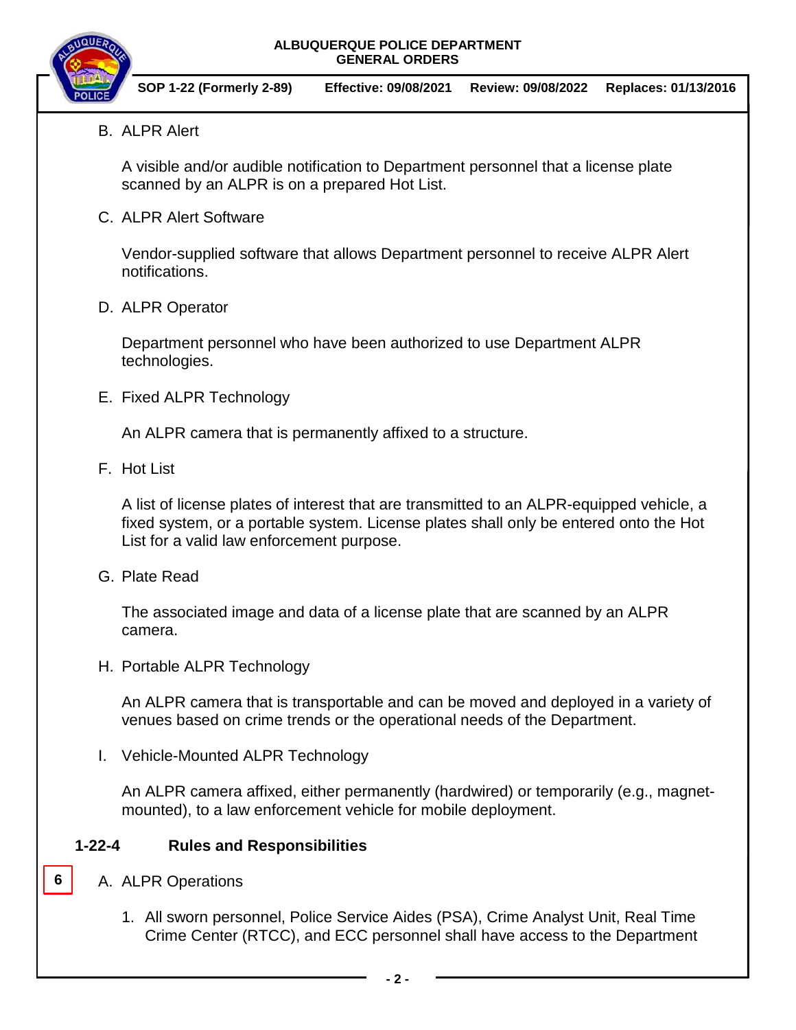B. ALPR Alert

A visible and/or audible notification to Department personnel that a license plate scanned by an ALPR is on a prepared Hot List.

C. ALPR Alert Software

Vendor-supplied software that allows Department personnel to receive ALPR Alert notifications.

D. ALPR Operator

Department personnel who have been authorized to use Department ALPR technologies.

E. Fixed ALPR Technology

An ALPR camera that is permanently affixed to a structure.

F. Hot List

A list of license plates of interest that are transmitted to an ALPR-equipped vehicle, a fixed system, or a portable system. License plates shall only be entered onto the Hot List for a valid law enforcement purpose.

G. Plate Read

The associated image and data of a license plate that are scanned by an ALPR camera.

H. Portable ALPR Technology

An ALPR camera that is transportable and can be moved and deployed in a variety of venues based on crime trends or the operational needs of the Department.

I. Vehicle-Mounted ALPR Technology

An ALPR camera affixed, either permanently (hardwired) or temporarily (e.g., magnet-mounted), to a law enforcement vehicle for mobile deployment.

## 1-22-4 Rules and Responsibilities

6

A. ALPR Operations

1. All sworn personnel, Police Service Aides (PSA), Crime Analyst Unit, Real Time Crime Center (RTCC), and ECC personnel shall have access to the Department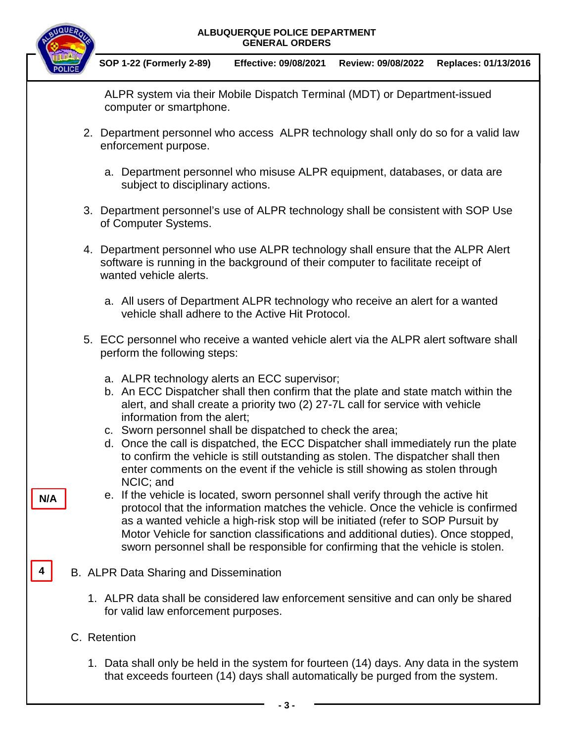ALPR system via their Mobile Dispatch Terminal (MDT) or Department-issued computer or smartphone.

2. Department personnel who access ALPR technology shall only do so for a valid law enforcement purpose.

    a. Department personnel who misuse ALPR equipment, databases, or data are subject to disciplinary actions.

3. Department personnel's use of ALPR technology shall be consistent with SOP Use of Computer Systems.

4. Department personnel who use ALPR technology shall ensure that the ALPR Alert software is running in the background of their computer to facilitate receipt of wanted vehicle alerts.

    a. All users of Department ALPR technology who receive an alert for a wanted vehicle shall adhere to the Active Hit Protocol.

5. ECC personnel who receive a wanted vehicle alert via the ALPR alert software shall perform the following steps:

    a. ALPR technology alerts an ECC supervisor;
    b. An ECC Dispatcher shall then confirm that the plate and state match within the alert, and shall create a priority two (2) 27-7L call for service with vehicle information from the alert;
    c. Sworn personnel shall be dispatched to check the area;
    d. Once the call is dispatched, the ECC Dispatcher shall immediately run the plate to confirm the vehicle is still outstanding as stolen. The dispatcher shall then enter comments on the event if the vehicle is still showing as stolen through NCIC; and
    e. If the vehicle is located, sworn personnel shall verify through the active hit protocol that the information matches the vehicle. Once the vehicle is confirmed as a wanted vehicle a high-risk stop will be initiated (refer to SOP Pursuit by Motor Vehicle for sanction classifications and additional duties). Once stopped, sworn personnel shall be responsible for confirming that the vehicle is stolen.

N/A

4

B. ALPR Data Sharing and Dissemination

1. ALPR data shall be considered law enforcement sensitive and can only be shared for valid law enforcement purposes.

C. Retention

1. Data shall only be held in the system for fourteen (14) days. Any data in the system that exceeds fourteen (14) days shall automatically be purged from the system.